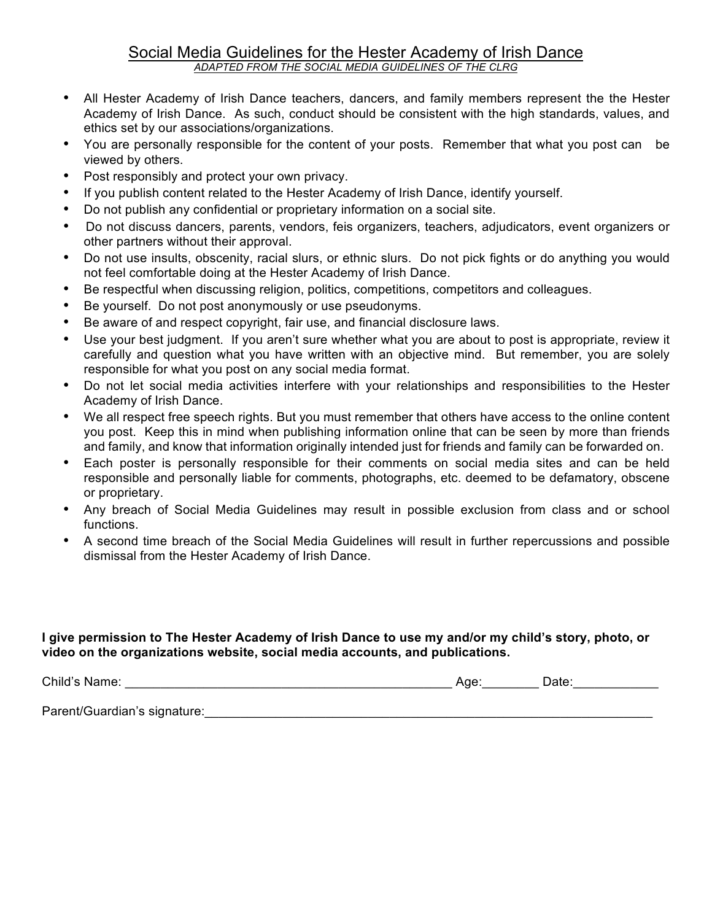# Social Media Guidelines for the Hester Academy of Irish Dance

*ADAPTED FROM THE SOCIAL MEDIA GUIDELINES OF THE CLRG*

- All Hester Academy of Irish Dance teachers, dancers, and family members represent the the Hester Academy of Irish Dance. As such, conduct should be consistent with the high standards, values, and ethics set by our associations/organizations.
- You are personally responsible for the content of your posts. Remember that what you post can be viewed by others.
- Post responsibly and protect your own privacy.
- If you publish content related to the Hester Academy of Irish Dance, identify yourself.
- Do not publish any confidential or proprietary information on a social site.
- Do not discuss dancers, parents, vendors, feis organizers, teachers, adjudicators, event organizers or other partners without their approval.
- Do not use insults, obscenity, racial slurs, or ethnic slurs. Do not pick fights or do anything you would not feel comfortable doing at the Hester Academy of Irish Dance.
- Be respectful when discussing religion, politics, competitions, competitors and colleagues.
- Be yourself. Do not post anonymously or use pseudonyms.
- Be aware of and respect copyright, fair use, and financial disclosure laws.
- Use your best judgment. If you aren't sure whether what you are about to post is appropriate, review it carefully and question what you have written with an objective mind. But remember, you are solely responsible for what you post on any social media format.
- Do not let social media activities interfere with your relationships and responsibilities to the Hester Academy of Irish Dance.
- We all respect free speech rights. But you must remember that others have access to the online content you post. Keep this in mind when publishing information online that can be seen by more than friends and family, and know that information originally intended just for friends and family can be forwarded on.
- Each poster is personally responsible for their comments on social media sites and can be held responsible and personally liable for comments, photographs, etc. deemed to be defamatory, obscene or proprietary.
- Any breach of Social Media Guidelines may result in possible exclusion from class and or school functions.
- A second time breach of the Social Media Guidelines will result in further repercussions and possible dismissal from the Hester Academy of Irish Dance.

**I give permission to The Hester Academy of Irish Dance to use my and/or my child's story, photo, or video on the organizations website, social media accounts, and publications.**

Child's Name: ______________________________________________ Age:________ Date:____________

Parent/Guardian's signature:_________________________________________________________________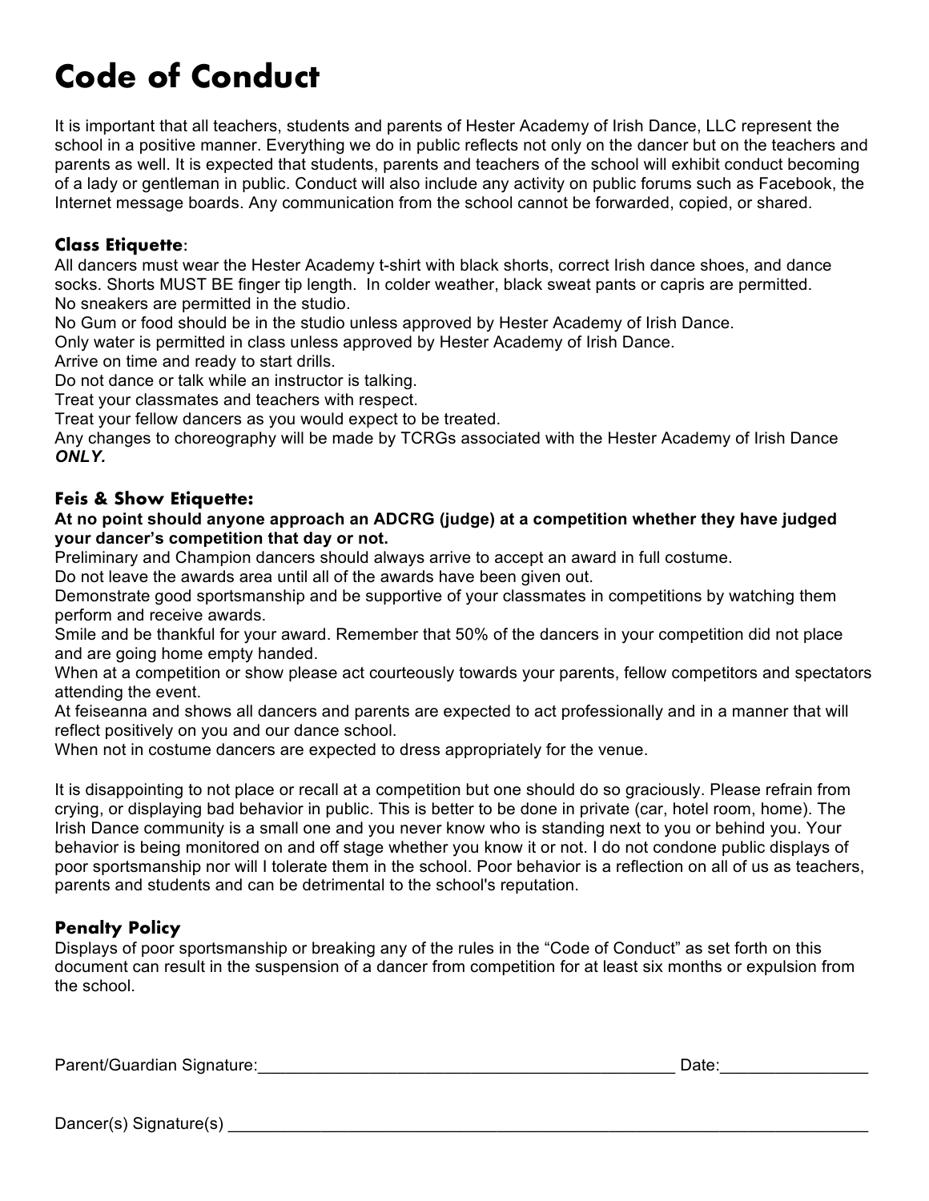# Code of Conduct

It is important that all teachers, students and parents of Hester Academy of Irish Dance, LLC represent the school in a positive manner. Everything we do in public reflects not only on the dancer but on the teachers and parents as well. It is expected that students, parents and teachers of the school will exhibit conduct becoming of a lady or gentleman in public. Conduct will also include any activity on public forums such as Facebook, the Internet message boards. Any communication from the school cannot be forwarded, copied, or shared.

### Class Etiquette:

All dancers must wear the Hester Academy t-shirt with black shorts, correct Irish dance shoes, and dance socks. Shorts MUST BE finger tip length. In colder weather, black sweat pants or capris are permitted.
No sneakers are permitted in the studio.
No Gum or food should be in the studio unless approved by Hester Academy of Irish Dance.
Only water is permitted in class unless approved by Hester Academy of Irish Dance.
Arrive on time and ready to start drills.
Do not dance or talk while an instructor is talking.
Treat your classmates and teachers with respect.
Treat your fellow dancers as you would expect to be treated.
Any changes to choreography will be made by TCRGs associated with the Hester Academy of Irish Dance ***ONLY.***

### Feis & Show Etiquette:

**At no point should anyone approach an ADCRG (judge) at a competition whether they have judged your dancer's competition that day or not.**
Preliminary and Champion dancers should always arrive to accept an award in full costume.
Do not leave the awards area until all of the awards have been given out.
Demonstrate good sportsmanship and be supportive of your classmates in competitions by watching them perform and receive awards.
Smile and be thankful for your award. Remember that 50% of the dancers in your competition did not place and are going home empty handed.
When at a competition or show please act courteously towards your parents, fellow competitors and spectators attending the event.
At feiseanna and shows all dancers and parents are expected to act professionally and in a manner that will reflect positively on you and our dance school.
When not in costume dancers are expected to dress appropriately for the venue.

It is disappointing to not place or recall at a competition but one should do so graciously. Please refrain from crying, or displaying bad behavior in public. This is better to be done in private (car, hotel room, home). The Irish Dance community is a small one and you never know who is standing next to you or behind you. Your behavior is being monitored on and off stage whether you know it or not. I do not condone public displays of poor sportsmanship nor will I tolerate them in the school. Poor behavior is a reflection on all of us as teachers, parents and students and can be detrimental to the school's reputation.

### Penalty Policy

Displays of poor sportsmanship or breaking any of the rules in the "Code of Conduct" as set forth on this document can result in the suspension of a dancer from competition for at least six months or expulsion from the school.

Parent/Guardian Signature:_______________________________________________ Date:________________

Dancer(s) Signature(s) ____________________________________________________________________________